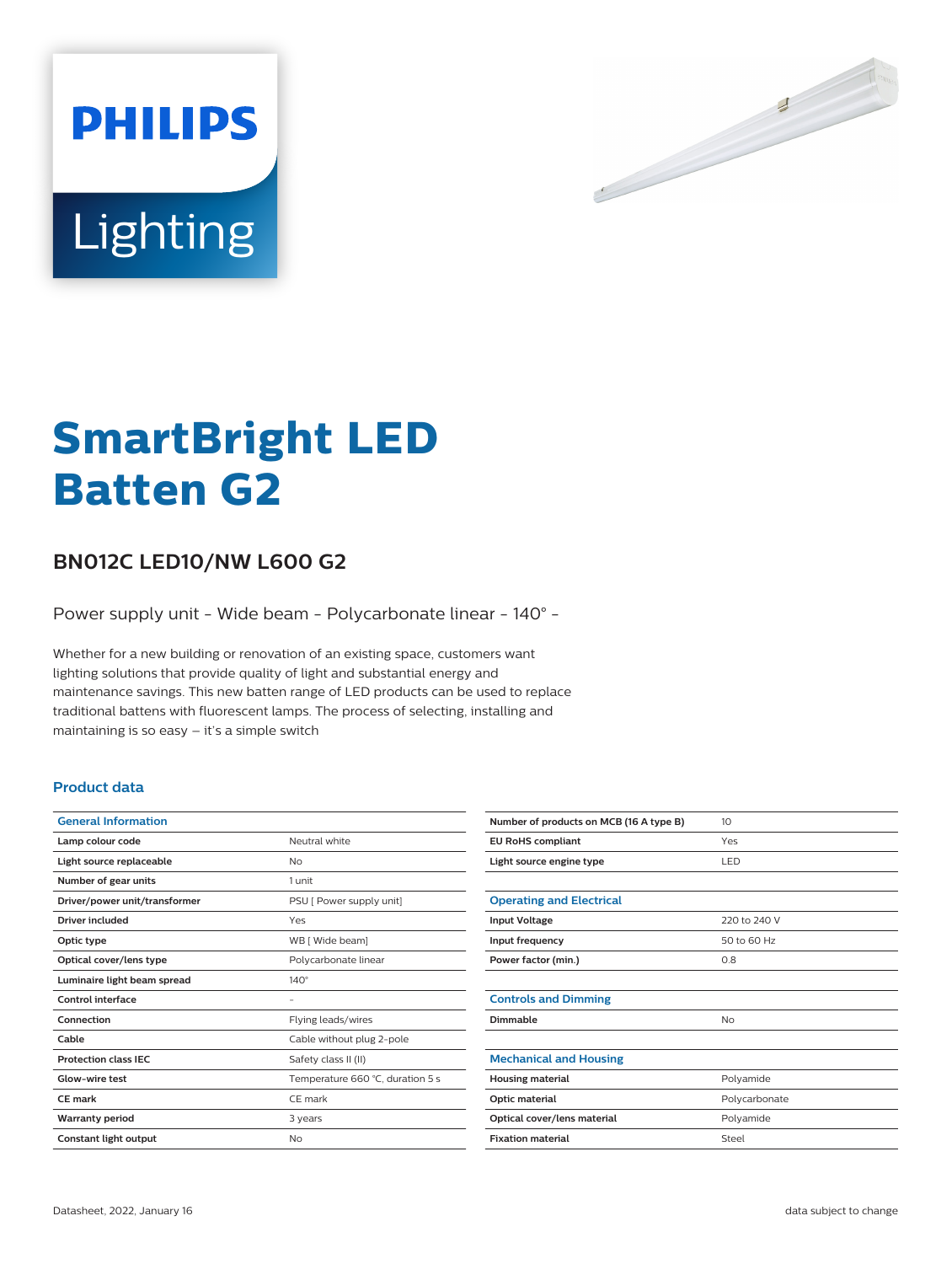PHILIPS

Lighting

# SmartBright LED Batten G2

## BN012C LED10/NW L600 G2

Power supply unit - Wide beam - Polycarbonate linear - 140° -

Whether for a new building or renovation of an existing space, customers want lighting solutions that provide quality of light and substantial energy and maintenance savings. This new batten range of LED products can be used to replace traditional battens with fluorescent lamps. The process of selecting, installing and maintaining is so easy – it's a simple switch

### Product data

| General Information | |
|---|---|
| Lamp colour code | Neutral white |
| Light source replaceable | No |
| Number of gear units | 1 unit |
| Driver/power unit/transformer | PSU [ Power supply unit] |
| Driver included | Yes |
| Optic type | WB [ Wide beam] |
| Optical cover/lens type | Polycarbonate linear |
| Luminaire light beam spread | 140° |
| Control interface | - |
| Connection | Flying leads/wires |
| Cable | Cable without plug 2-pole |
| Protection class IEC | Safety class II (II) |
| Glow-wire test | Temperature 660 °C, duration 5 s |
| CE mark | CE mark |
| Warranty period | 3 years |
| Constant light output | No |
| Number of products on MCB (16 A type B) | 10 |
| EU RoHS compliant | Yes |
| Light source engine type | LED |

| Operating and Electrical | |
|---|---|
| Input Voltage | 220 to 240 V |
| Input frequency | 50 to 60 Hz |
| Power factor (min.) | 0.8 |

| Controls and Dimming | |
|---|---|
| Dimmable | No |

| Mechanical and Housing | |
|---|---|
| Housing material | Polyamide |
| Optic material | Polycarbonate |
| Optical cover/lens material | Polyamide |
| Fixation material | Steel |

Datasheet, 2022, January 16

data subject to change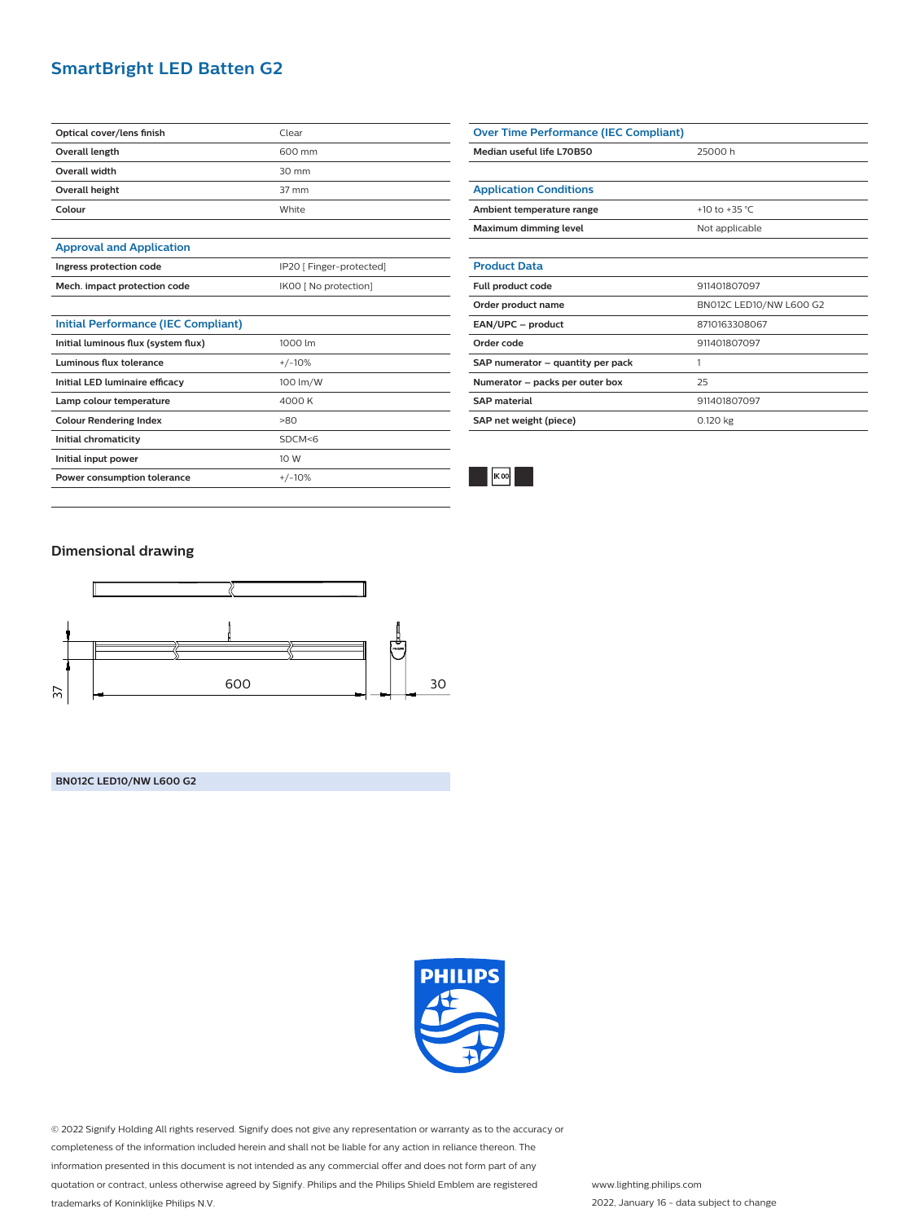## SmartBright LED Batten G2

| | |
|---|---|
| Optical cover/lens finish | Clear |
| Overall length | 600 mm |
| Overall width | 30 mm |
| Overall height | 37 mm |
| Colour | White |

### Approval and Application

| | |
|---|---|
| Ingress protection code | IP20 [ Finger-protected] |
| Mech. impact protection code | IK00 [ No protection] |

### Initial Performance (IEC Compliant)

| | |
|---|---|
| Initial luminous flux (system flux) | 1000 lm |
| Luminous flux tolerance | +/-10% |
| Initial LED luminaire efficacy | 100 lm/W |
| Lamp colour temperature | 4000 K |
| Colour Rendering Index | >80 |
| Initial chromaticity | SDCM<6 |
| Initial input power | 10 W |
| Power consumption tolerance | +/-10% |

### Over Time Performance (IEC Compliant)

| | |
|---|---|
| Median useful life L70B50 | 25000 h |

### Application Conditions

| | |
|---|---|
| Ambient temperature range | +10 to +35 °C |
| Maximum dimming level | Not applicable |

### Product Data

| | |
|---|---|
| Full product code | 911401807097 |
| Order product name | BN012C LED10/NW L600 G2 |
| EAN/UPC – product | 8710163308067 |
| Order code | 911401807097 |
| SAP numerator – quantity per pack | 1 |
| Numerator – packs per outer box | 25 |
| SAP material | 911401807097 |
| SAP net weight (piece) | 0.120 kg |

IK00

## Dimensional drawing

37

600

30

**BN012C LED10/NW L600 G2**

© 2022 Signify Holding All rights reserved. Signify does not give any representation or warranty as to the accuracy or completeness of the information included herein and shall not be liable for any action in reliance thereon. The information presented in this document is not intended as any commercial offer and does not form part of any quotation or contract, unless otherwise agreed by Signify. Philips and the Philips Shield Emblem are registered trademarks of Koninklijke Philips N.V.

www.lighting.philips.com

2022, January 16 - data subject to change